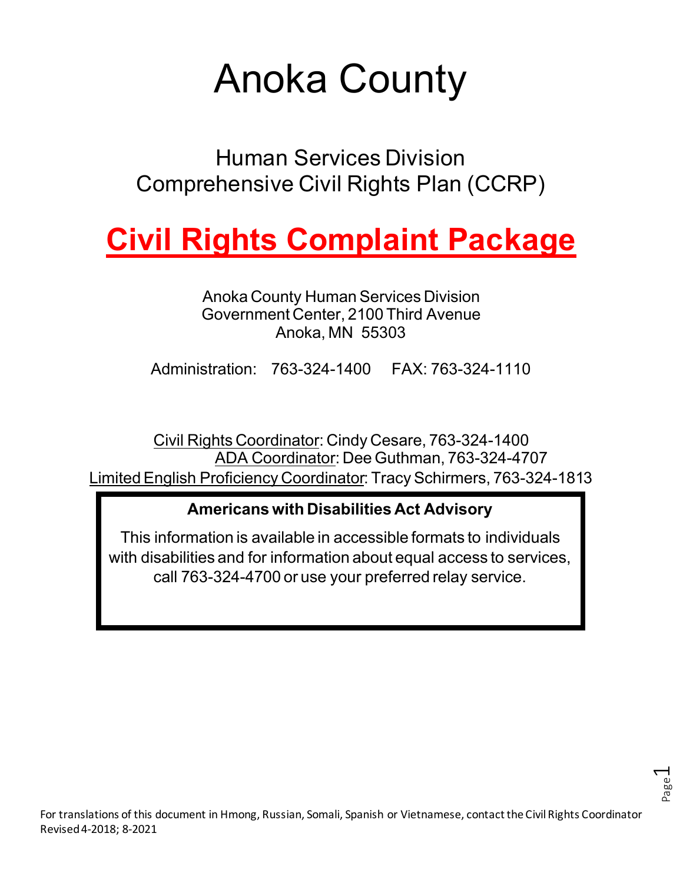# Anoka County

## Human Services Division
## Comprehensive Civil Rights Plan (CCRP)

# Civil Rights Complaint Package

Anoka County Human Services Division
Government Center, 2100 Third Avenue
Anoka, MN 55303

Administration: 763-324-1400 FAX: 763-324-1110

Civil Rights Coordinator: Cindy Cesare, 763-324-1400
ADA Coordinator: Dee Guthman, 763-324-4707
Limited English Proficiency Coordinator: Tracy Schirmers, 763-324-1813

**Americans with Disabilities Act Advisory**

This information is available in accessible formats to individuals with disabilities and for information about equal access to services, call 763-324-4700 or use your preferred relay service.

For translations of this document in Hmong, Russian, Somali, Spanish or Vietnamese, contact the Civil Rights Coordinator
Revised 4-2018; 8-2021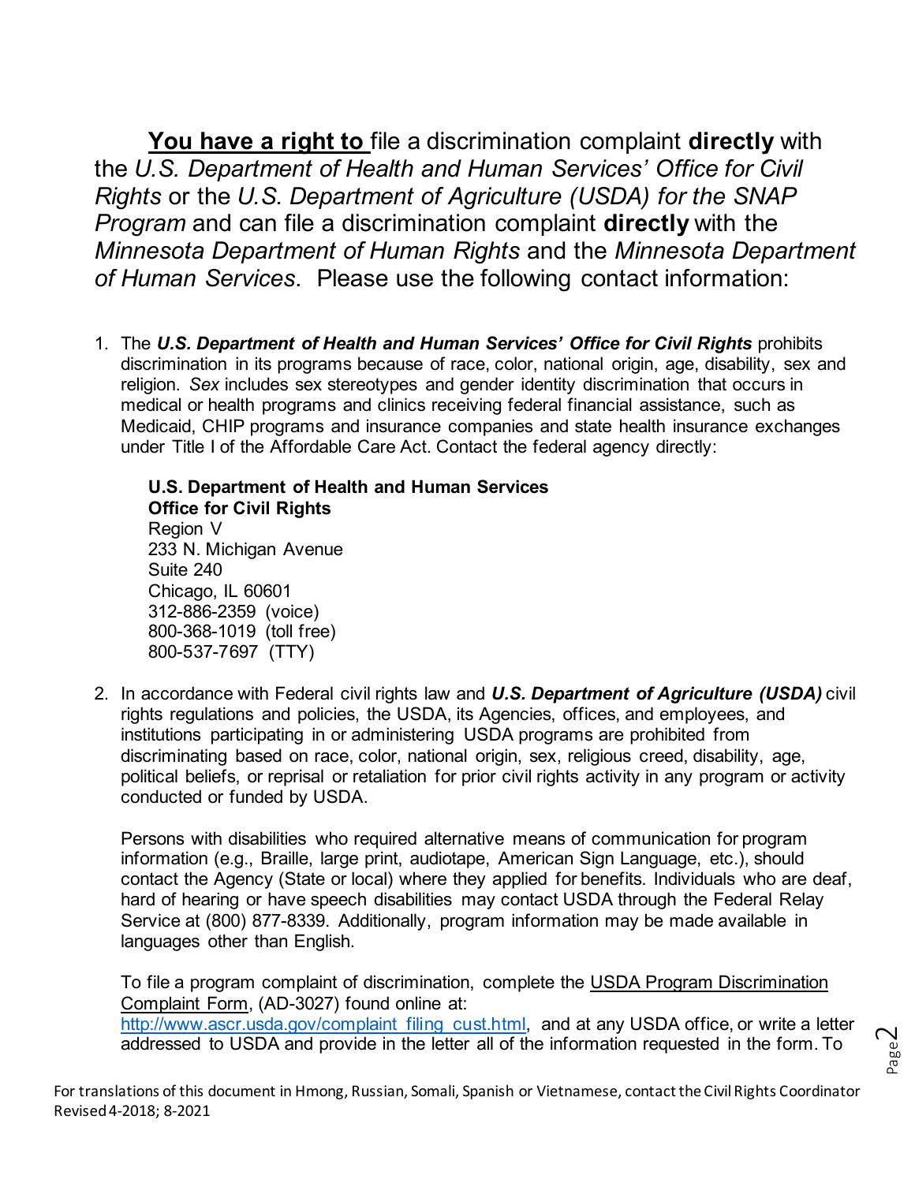**<u>You have a right to</u>** file a discrimination complaint **directly** with the *U.S. Department of Health and Human Services' Office for Civil Rights* or the *U.S. Department of Agriculture (USDA) for the SNAP Program* and can file a discrimination complaint **directly** with the *Minnesota Department of Human Rights* and the *Minnesota Department of Human Services*. Please use the following contact information:

1. The ***U.S. Department of Health and Human Services' Office for Civil Rights*** prohibits discrimination in its programs because of race, color, national origin, age, disability, sex and religion. *Sex* includes sex stereotypes and gender identity discrimination that occurs in medical or health programs and clinics receiving federal financial assistance, such as Medicaid, CHIP programs and insurance companies and state health insurance exchanges under Title I of the Affordable Care Act. Contact the federal agency directly:

   **U.S. Department of Health and Human Services**
   **Office for Civil Rights**
   Region V
   233 N. Michigan Avenue
   Suite 240
   Chicago, IL 60601
   312-886-2359 (voice)
   800-368-1019 (toll free)
   800-537-7697 (TTY)

2. In accordance with Federal civil rights law and ***U.S. Department of Agriculture (USDA)*** civil rights regulations and policies, the USDA, its Agencies, offices, and employees, and institutions participating in or administering USDA programs are prohibited from discriminating based on race, color, national origin, sex, religious creed, disability, age, political beliefs, or reprisal or retaliation for prior civil rights activity in any program or activity conducted or funded by USDA.

   Persons with disabilities who required alternative means of communication for program information (e.g., Braille, large print, audiotape, American Sign Language, etc.), should contact the Agency (State or local) where they applied for benefits. Individuals who are deaf, hard of hearing or have speech disabilities may contact USDA through the Federal Relay Service at (800) 877-8339. Additionally, program information may be made available in languages other than English.

   To file a program complaint of discrimination, complete the <u>USDA Program Discrimination Complaint Form</u>, (AD-3027) found online at: http://www.ascr.usda.gov/complaint_filing_cust.html, and at any USDA office, or write a letter addressed to USDA and provide in the letter all of the information requested in the form. To

For translations of this document in Hmong, Russian, Somali, Spanish or Vietnamese, contact the Civil Rights Coordinator
Revised 4-2018; 8-2021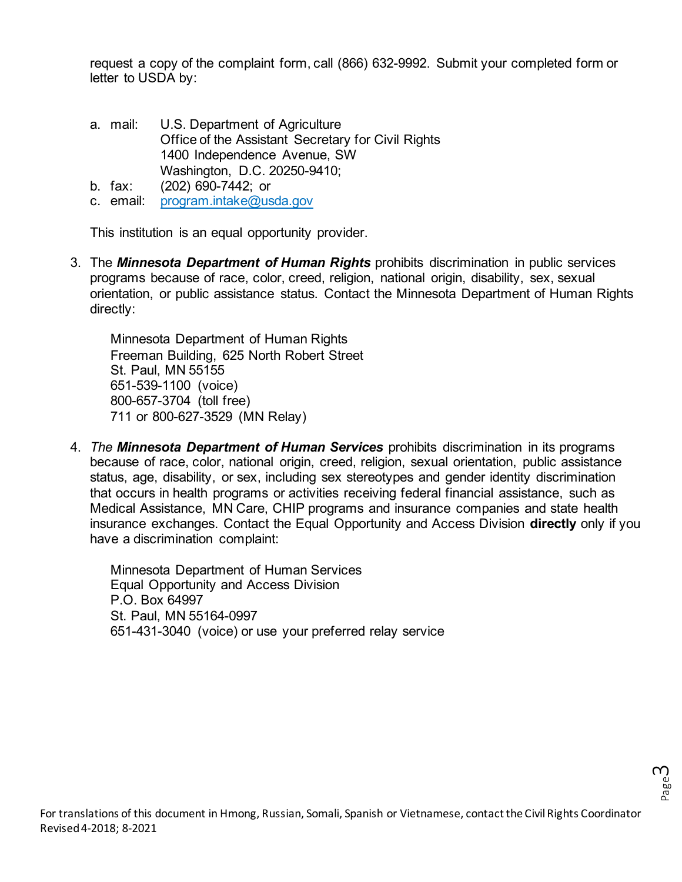request a copy of the complaint form, call (866) 632-9992. Submit your completed form or letter to USDA by:

a. mail: U.S. Department of Agriculture
   Office of the Assistant Secretary for Civil Rights
   1400 Independence Avenue, SW
   Washington, D.C. 20250-9410;
b. fax: (202) 690-7442; or
c. email: program.intake@usda.gov

This institution is an equal opportunity provider.

3. The ***Minnesota Department of Human Rights*** prohibits discrimination in public services programs because of race, color, creed, religion, national origin, disability, sex, sexual orientation, or public assistance status. Contact the Minnesota Department of Human Rights directly:

   Minnesota Department of Human Rights
   Freeman Building, 625 North Robert Street
   St. Paul, MN 55155
   651-539-1100 (voice)
   800-657-3704 (toll free)
   711 or 800-627-3529 (MN Relay)

4. *The* ***Minnesota Department of Human Services*** prohibits discrimination in its programs because of race, color, national origin, creed, religion, sexual orientation, public assistance status, age, disability, or sex, including sex stereotypes and gender identity discrimination that occurs in health programs or activities receiving federal financial assistance, such as Medical Assistance, MN Care, CHIP programs and insurance companies and state health insurance exchanges. Contact the Equal Opportunity and Access Division **directly** only if you have a discrimination complaint:

   Minnesota Department of Human Services
   Equal Opportunity and Access Division
   P.O. Box 64997
   St. Paul, MN 55164-0997
   651-431-3040 (voice) or use your preferred relay service

For translations of this document in Hmong, Russian, Somali, Spanish or Vietnamese, contact the Civil Rights Coordinator
Revised 4-2018; 8-2021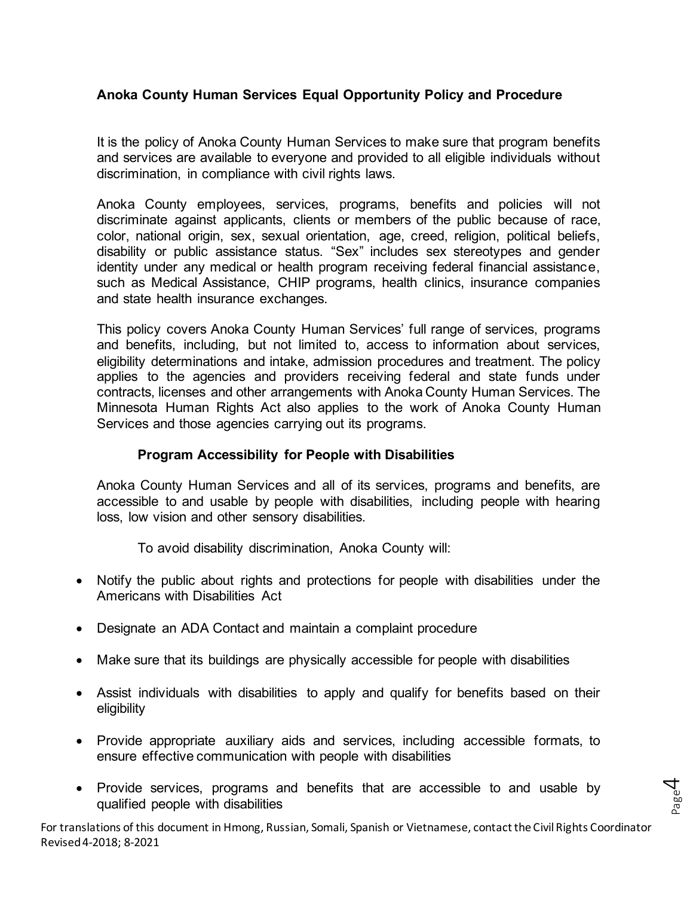**Anoka County Human Services Equal Opportunity Policy and Procedure**

It is the policy of Anoka County Human Services to make sure that program benefits and services are available to everyone and provided to all eligible individuals without discrimination, in compliance with civil rights laws.

Anoka County employees, services, programs, benefits and policies will not discriminate against applicants, clients or members of the public because of race, color, national origin, sex, sexual orientation, age, creed, religion, political beliefs, disability or public assistance status. "Sex" includes sex stereotypes and gender identity under any medical or health program receiving federal financial assistance, such as Medical Assistance, CHIP programs, health clinics, insurance companies and state health insurance exchanges.

This policy covers Anoka County Human Services' full range of services, programs and benefits, including, but not limited to, access to information about services, eligibility determinations and intake, admission procedures and treatment. The policy applies to the agencies and providers receiving federal and state funds under contracts, licenses and other arrangements with Anoka County Human Services. The Minnesota Human Rights Act also applies to the work of Anoka County Human Services and those agencies carrying out its programs.

**Program Accessibility for People with Disabilities**

Anoka County Human Services and all of its services, programs and benefits, are accessible to and usable by people with disabilities, including people with hearing loss, low vision and other sensory disabilities.

To avoid disability discrimination, Anoka County will:

- Notify the public about rights and protections for people with disabilities under the Americans with Disabilities Act
- Designate an ADA Contact and maintain a complaint procedure
- Make sure that its buildings are physically accessible for people with disabilities
- Assist individuals with disabilities to apply and qualify for benefits based on their eligibility
- Provide appropriate auxiliary aids and services, including accessible formats, to ensure effective communication with people with disabilities
- Provide services, programs and benefits that are accessible to and usable by qualified people with disabilities

For translations of this document in Hmong, Russian, Somali, Spanish or Vietnamese, contact the Civil Rights Coordinator
Revised 4-2018; 8-2021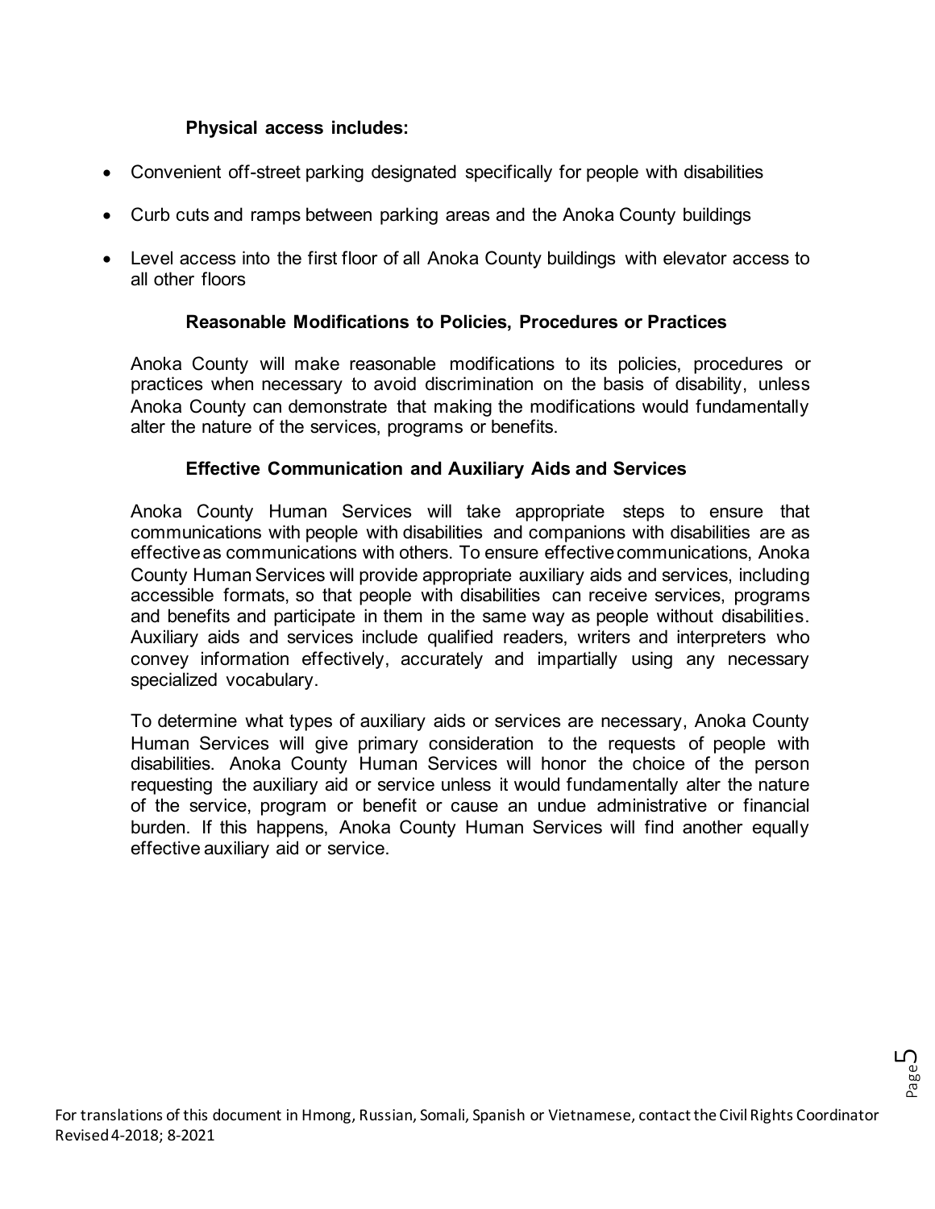**Physical access includes:**

- Convenient off-street parking designated specifically for people with disabilities
- Curb cuts and ramps between parking areas and the Anoka County buildings
- Level access into the first floor of all Anoka County buildings with elevator access to all other floors

**Reasonable Modifications to Policies, Procedures or Practices**

Anoka County will make reasonable modifications to its policies, procedures or practices when necessary to avoid discrimination on the basis of disability, unless Anoka County can demonstrate that making the modifications would fundamentally alter the nature of the services, programs or benefits.

**Effective Communication and Auxiliary Aids and Services**

Anoka County Human Services will take appropriate steps to ensure that communications with people with disabilities and companions with disabilities are as effective as communications with others. To ensure effective communications, Anoka County Human Services will provide appropriate auxiliary aids and services, including accessible formats, so that people with disabilities can receive services, programs and benefits and participate in them in the same way as people without disabilities. Auxiliary aids and services include qualified readers, writers and interpreters who convey information effectively, accurately and impartially using any necessary specialized vocabulary.

To determine what types of auxiliary aids or services are necessary, Anoka County Human Services will give primary consideration to the requests of people with disabilities. Anoka County Human Services will honor the choice of the person requesting the auxiliary aid or service unless it would fundamentally alter the nature of the service, program or benefit or cause an undue administrative or financial burden. If this happens, Anoka County Human Services will find another equally effective auxiliary aid or service.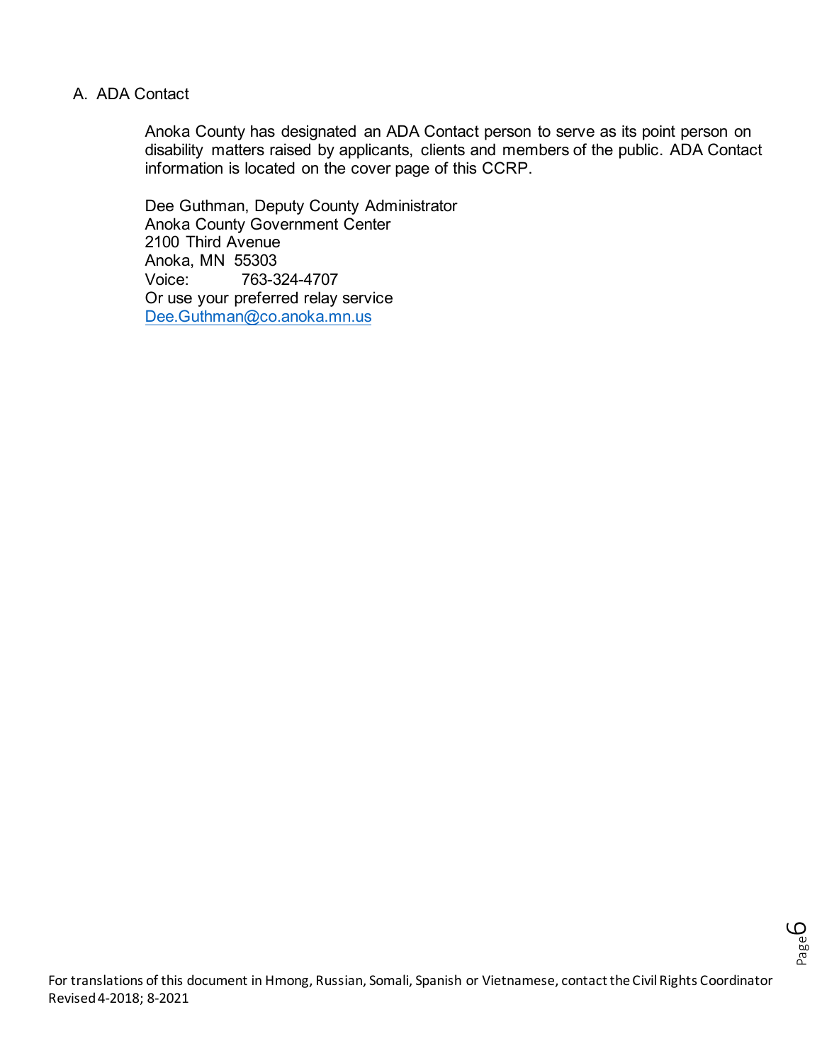## A. ADA Contact

Anoka County has designated an ADA Contact person to serve as its point person on disability matters raised by applicants, clients and members of the public. ADA Contact information is located on the cover page of this CCRP.

Dee Guthman, Deputy County Administrator
Anoka County Government Center
2100 Third Avenue
Anoka, MN 55303
Voice: 763-324-4707
Or use your preferred relay service
Dee.Guthman@co.anoka.mn.us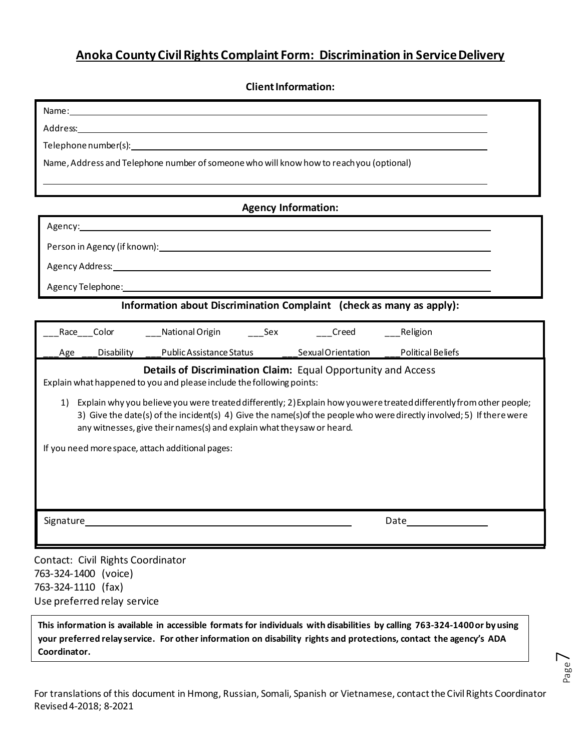# Anoka County Civil Rights Complaint Form: Discrimination in Service Delivery

**Client Information:**

Name: ______________________________

Address: ______________________________

Telephone number(s): ______________________________

Name, Address and Telephone number of someone who will know how to reach you (optional)

______________________________

**Agency Information:**

Agency: ______________________________

Person in Agency (if known): ______________________________

Agency Address: ______________________________

Agency Telephone: ______________________________

**Information about Discrimination Complaint (check as many as apply):**

___Race ___Color ___National Origin ___Sex ___Creed ___Religion

___Age ___Disability ___Public Assistance Status ___Sexual Orientation ___Political Beliefs

**Details of Discrimination Claim:** Equal Opportunity and Access

Explain what happened to you and please include the following points:

1) Explain why you believe you were treated differently; 2) Explain how you were treated differently from other people; 3) Give the date(s) of the incident(s) 4) Give the name(s) of the people who were directly involved; 5) If there were any witnesses, give their names(s) and explain what they saw or heard.

If you need more space, attach additional pages:

Signature ______________________________ Date ______________

Contact: Civil Rights Coordinator
763-324-1400 (voice)
763-324-1110 (fax)
Use preferred relay service

**This information is available in accessible formats for individuals with disabilities by calling 763-324-1400 or by using your preferred relay service. For other information on disability rights and protections, contact the agency's ADA Coordinator.**

For translations of this document in Hmong, Russian, Somali, Spanish or Vietnamese, contact the Civil Rights Coordinator
Revised 4-2018; 8-2021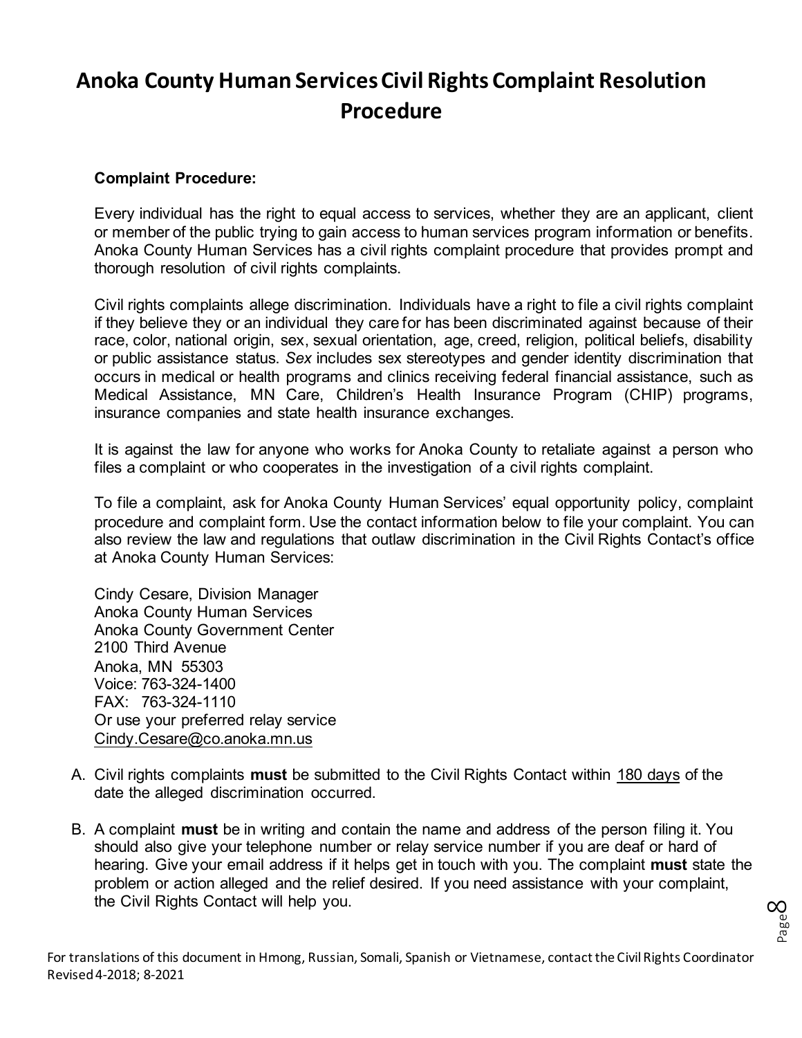# Anoka County Human Services Civil Rights Complaint Resolution Procedure

**Complaint Procedure:**

Every individual has the right to equal access to services, whether they are an applicant, client or member of the public trying to gain access to human services program information or benefits. Anoka County Human Services has a civil rights complaint procedure that provides prompt and thorough resolution of civil rights complaints.

Civil rights complaints allege discrimination. Individuals have a right to file a civil rights complaint if they believe they or an individual they care for has been discriminated against because of their race, color, national origin, sex, sexual orientation, age, creed, religion, political beliefs, disability or public assistance status. *Sex* includes sex stereotypes and gender identity discrimination that occurs in medical or health programs and clinics receiving federal financial assistance, such as Medical Assistance, MN Care, Children's Health Insurance Program (CHIP) programs, insurance companies and state health insurance exchanges.

It is against the law for anyone who works for Anoka County to retaliate against a person who files a complaint or who cooperates in the investigation of a civil rights complaint.

To file a complaint, ask for Anoka County Human Services' equal opportunity policy, complaint procedure and complaint form. Use the contact information below to file your complaint. You can also review the law and regulations that outlaw discrimination in the Civil Rights Contact's office at Anoka County Human Services:

Cindy Cesare, Division Manager
Anoka County Human Services
Anoka County Government Center
2100 Third Avenue
Anoka, MN 55303
Voice: 763-324-1400
FAX: 763-324-1110
Or use your preferred relay service
Cindy.Cesare@co.anoka.mn.us

A. Civil rights complaints **must** be submitted to the Civil Rights Contact within 180 days of the date the alleged discrimination occurred.

B. A complaint **must** be in writing and contain the name and address of the person filing it. You should also give your telephone number or relay service number if you are deaf or hard of hearing. Give your email address if it helps get in touch with you. The complaint **must** state the problem or action alleged and the relief desired. If you need assistance with your complaint, the Civil Rights Contact will help you.

For translations of this document in Hmong, Russian, Somali, Spanish or Vietnamese, contact the Civil Rights Coordinator
Revised 4-2018; 8-2021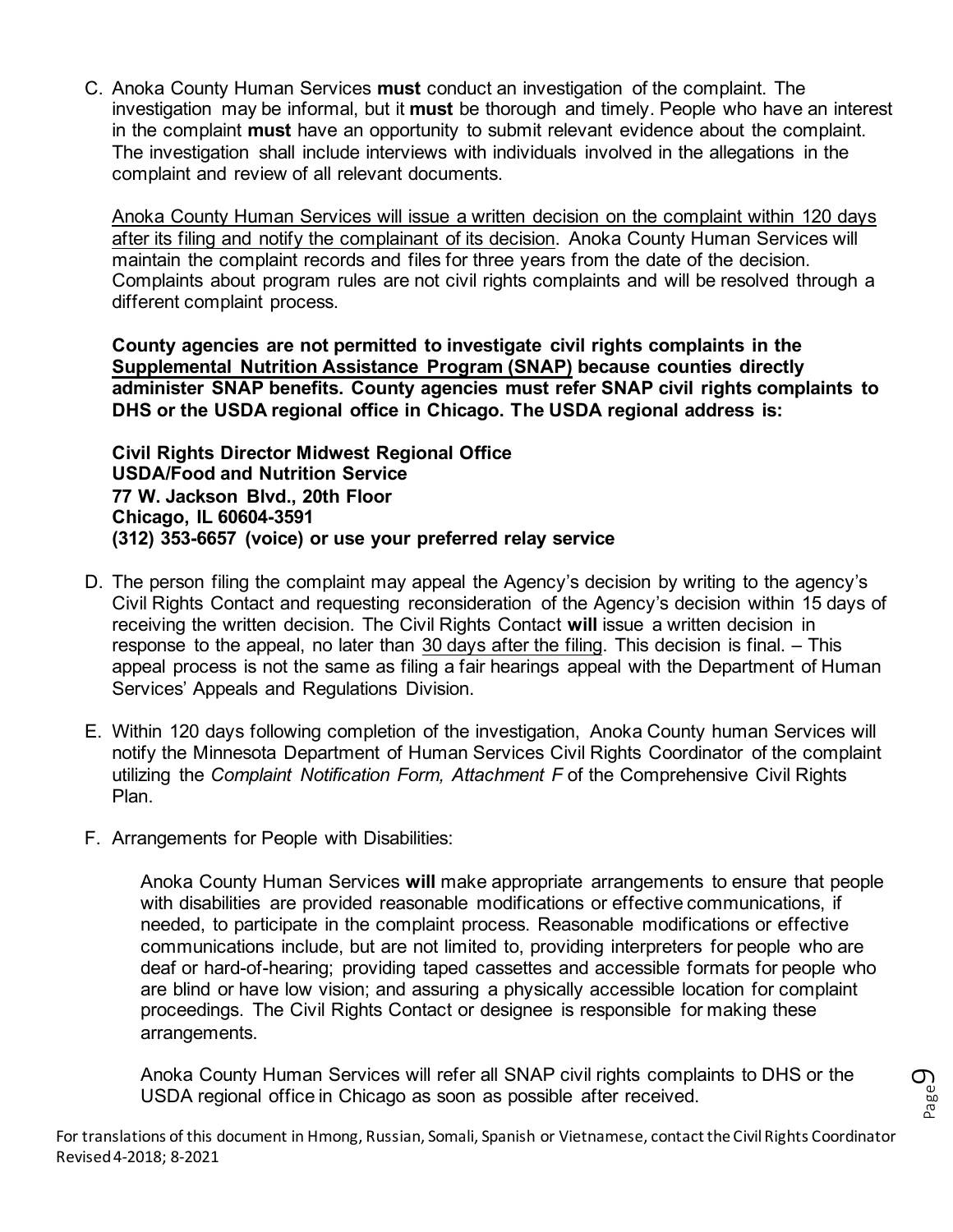C. Anoka County Human Services **must** conduct an investigation of the complaint. The investigation may be informal, but it **must** be thorough and timely. People who have an interest in the complaint **must** have an opportunity to submit relevant evidence about the complaint. The investigation shall include interviews with individuals involved in the allegations in the complaint and review of all relevant documents.

   Anoka County Human Services will issue a written decision on the complaint within 120 days after its filing and notify the complainant of its decision. Anoka County Human Services will maintain the complaint records and files for three years from the date of the decision. Complaints about program rules are not civil rights complaints and will be resolved through a different complaint process.

   **County agencies are not permitted to investigate civil rights complaints in the Supplemental Nutrition Assistance Program (SNAP) because counties directly administer SNAP benefits. County agencies must refer SNAP civil rights complaints to DHS or the USDA regional office in Chicago. The USDA regional address is:**

   **Civil Rights Director Midwest Regional Office**
   **USDA/Food and Nutrition Service**
   **77 W. Jackson Blvd., 20th Floor**
   **Chicago, IL 60604-3591**
   **(312) 353-6657 (voice) or use your preferred relay service**

D. The person filing the complaint may appeal the Agency's decision by writing to the agency's Civil Rights Contact and requesting reconsideration of the Agency's decision within 15 days of receiving the written decision. The Civil Rights Contact **will** issue a written decision in response to the appeal, no later than 30 days after the filing. This decision is final. – This appeal process is not the same as filing a fair hearings appeal with the Department of Human Services' Appeals and Regulations Division.

E. Within 120 days following completion of the investigation, Anoka County human Services will notify the Minnesota Department of Human Services Civil Rights Coordinator of the complaint utilizing the *Complaint Notification Form, Attachment F* of the Comprehensive Civil Rights Plan.

F. Arrangements for People with Disabilities:

   Anoka County Human Services **will** make appropriate arrangements to ensure that people with disabilities are provided reasonable modifications or effective communications, if needed, to participate in the complaint process. Reasonable modifications or effective communications include, but are not limited to, providing interpreters for people who are deaf or hard-of-hearing; providing taped cassettes and accessible formats for people who are blind or have low vision; and assuring a physically accessible location for complaint proceedings. The Civil Rights Contact or designee is responsible for making these arrangements.

   Anoka County Human Services will refer all SNAP civil rights complaints to DHS or the USDA regional office in Chicago as soon as possible after received.